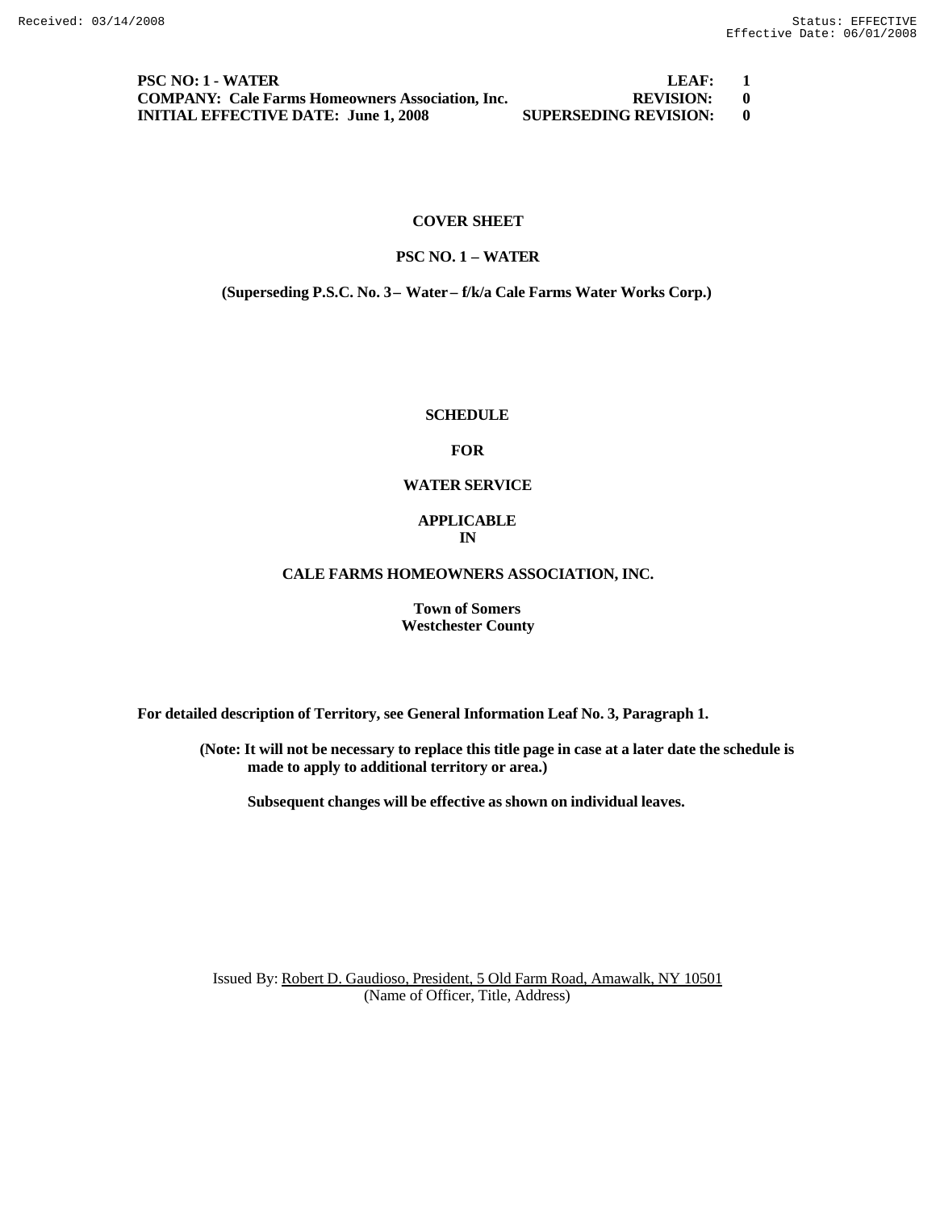| PSC NO: 1 - WATER | LEAF: 1 |
| --- | --- |
| COMPANY: Cale Farms Homeowners Association, Inc. | REVISION: 0 |
| INITIAL EFFECTIVE DATE: June 1, 2008 | SUPERSEDING REVISION: 0 |

**COVER SHEET**

**PSC NO. 1 – WATER**

**(Superseding P.S.C. No. 3 – Water – f/k/a Cale Farms Water Works Corp.)**

**SCHEDULE**

**FOR**

**WATER SERVICE**

**APPLICABLE IN**

**CALE FARMS HOMEOWNERS ASSOCIATION, INC.**

**Town of Somers**
**Westchester County**

**For detailed description of Territory, see General Information Leaf No. 3, Paragraph 1.**

**(Note: It will not be necessary to replace this title page in case at a later date the schedule is made to apply to additional territory or area.)**

**Subsequent changes will be effective as shown on individual leaves.**

Issued By: Robert D. Gaudioso, President, 5 Old Farm Road, Amawalk, NY 10501
(Name of Officer, Title, Address)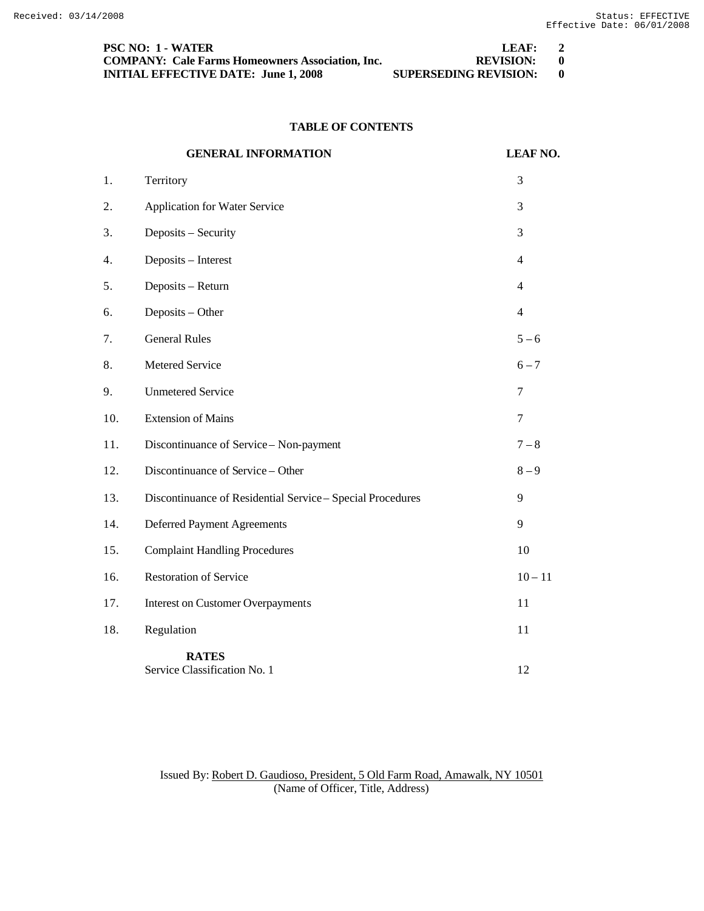PSC NO: 1 - WATER LEAF: 2
COMPANY: Cale Farms Homeowners Association, Inc. REVISION: 0
INITIAL EFFECTIVE DATE: June 1, 2008 SUPERSEDING REVISION: 0

## TABLE OF CONTENTS

| | GENERAL INFORMATION | LEAF NO. |
|---|---|---|
| 1. | Territory | 3 |
| 2. | Application for Water Service | 3 |
| 3. | Deposits – Security | 3 |
| 4. | Deposits – Interest | 4 |
| 5. | Deposits – Return | 4 |
| 6. | Deposits – Other | 4 |
| 7. | General Rules | 5 – 6 |
| 8. | Metered Service | 6 – 7 |
| 9. | Unmetered Service | 7 |
| 10. | Extension of Mains | 7 |
| 11. | Discontinuance of Service – Non-payment | 7 – 8 |
| 12. | Discontinuance of Service – Other | 8 – 9 |
| 13. | Discontinuance of Residential Service – Special Procedures | 9 |
| 14. | Deferred Payment Agreements | 9 |
| 15. | Complaint Handling Procedures | 10 |
| 16. | Restoration of Service | 10 – 11 |
| 17. | Interest on Customer Overpayments | 11 |
| 18. | Regulation | 11 |
| | **RATES** | |
| | Service Classification No. 1 | 12 |

Issued By: Robert D. Gaudioso, President, 5 Old Farm Road, Amawalk, NY 10501
(Name of Officer, Title, Address)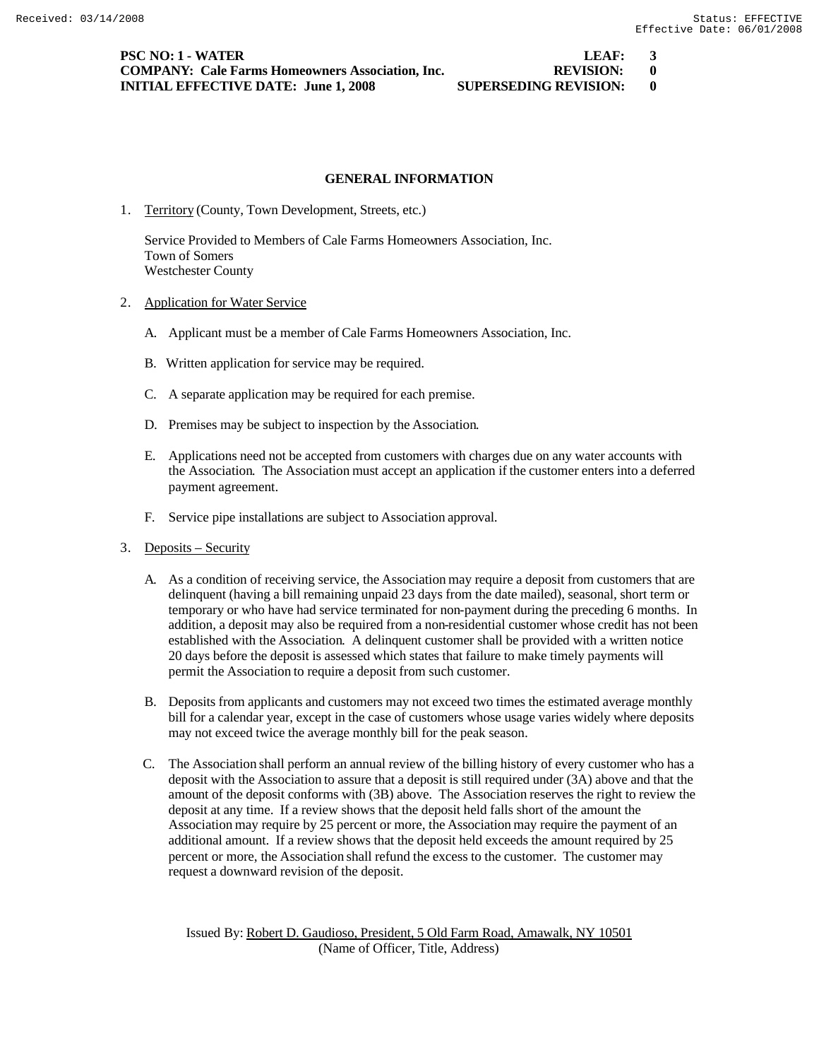**PSC NO: 1 - WATER** **LEAF: 3**
**COMPANY: Cale Farms Homeowners Association, Inc.** **REVISION: 0**
**INITIAL EFFECTIVE DATE: June 1, 2008** **SUPERSEDING REVISION: 0**

## GENERAL INFORMATION

1. Territory (County, Town Development, Streets, etc.)

   Service Provided to Members of Cale Farms Homeowners Association, Inc.
   Town of Somers
   Westchester County

2. Application for Water Service

   A. Applicant must be a member of Cale Farms Homeowners Association, Inc.

   B. Written application for service may be required.

   C. A separate application may be required for each premise.

   D. Premises may be subject to inspection by the Association.

   E. Applications need not be accepted from customers with charges due on any water accounts with the Association. The Association must accept an application if the customer enters into a deferred payment agreement.

   F. Service pipe installations are subject to Association approval.

3. Deposits – Security

   A. As a condition of receiving service, the Association may require a deposit from customers that are delinquent (having a bill remaining unpaid 23 days from the date mailed), seasonal, short term or temporary or who have had service terminated for non-payment during the preceding 6 months. In addition, a deposit may also be required from a non-residential customer whose credit has not been established with the Association. A delinquent customer shall be provided with a written notice 20 days before the deposit is assessed which states that failure to make timely payments will permit the Association to require a deposit from such customer.

   B. Deposits from applicants and customers may not exceed two times the estimated average monthly bill for a calendar year, except in the case of customers whose usage varies widely where deposits may not exceed twice the average monthly bill for the peak season.

   C. The Association shall perform an annual review of the billing history of every customer who has a deposit with the Association to assure that a deposit is still required under (3A) above and that the amount of the deposit conforms with (3B) above. The Association reserves the right to review the deposit at any time. If a review shows that the deposit held falls short of the amount the Association may require by 25 percent or more, the Association may require the payment of an additional amount. If a review shows that the deposit held exceeds the amount required by 25 percent or more, the Association shall refund the excess to the customer. The customer may request a downward revision of the deposit.

Issued By: Robert D. Gaudioso, President, 5 Old Farm Road, Amawalk, NY 10501
(Name of Officer, Title, Address)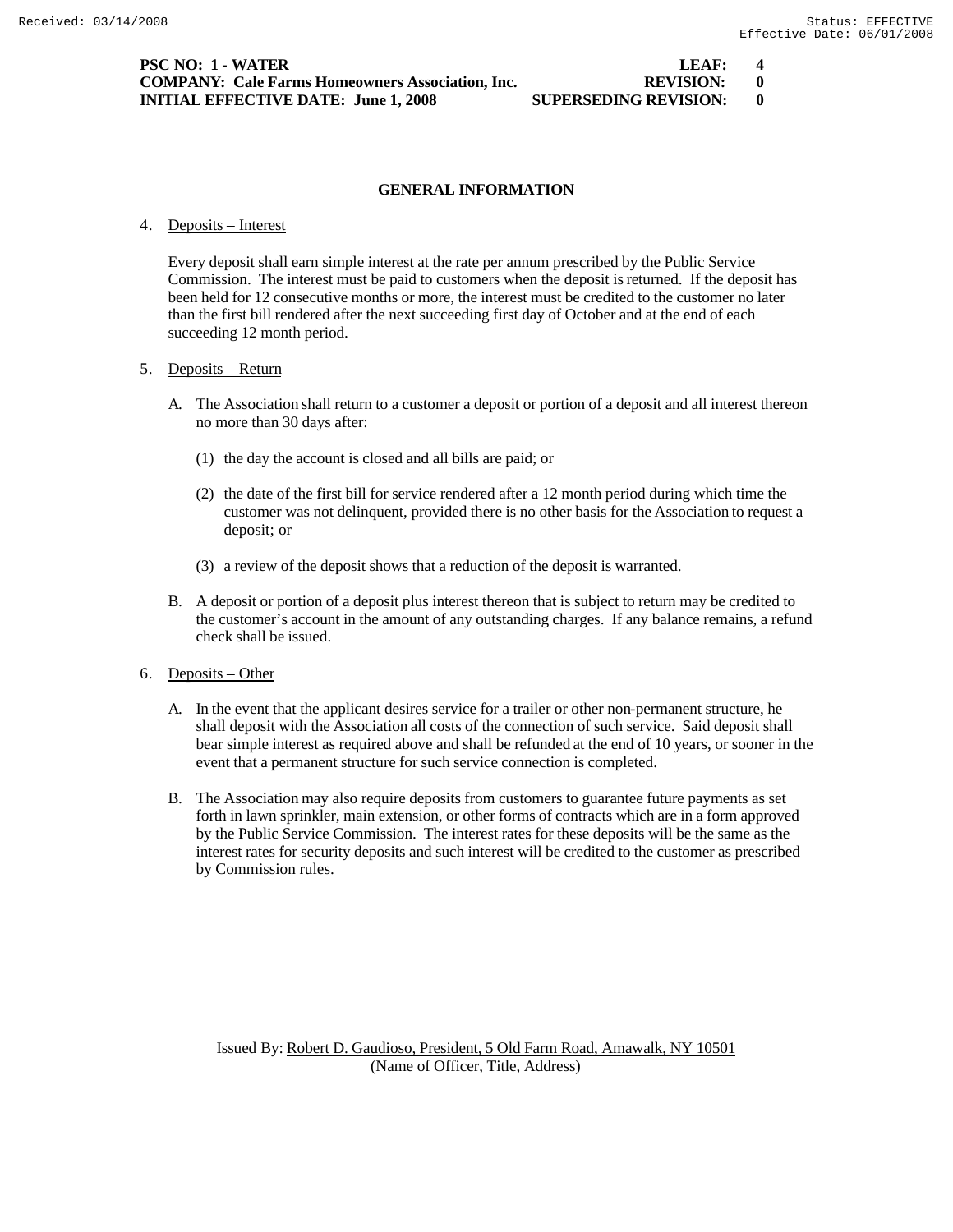## GENERAL INFORMATION

4. Deposits – Interest

   Every deposit shall earn simple interest at the rate per annum prescribed by the Public Service Commission. The interest must be paid to customers when the deposit is returned. If the deposit has been held for 12 consecutive months or more, the interest must be credited to the customer no later than the first bill rendered after the next succeeding first day of October and at the end of each succeeding 12 month period.

5. Deposits – Return

   A. The Association shall return to a customer a deposit or portion of a deposit and all interest thereon no more than 30 days after:

      (1) the day the account is closed and all bills are paid; or

      (2) the date of the first bill for service rendered after a 12 month period during which time the customer was not delinquent, provided there is no other basis for the Association to request a deposit; or

      (3) a review of the deposit shows that a reduction of the deposit is warranted.

   B. A deposit or portion of a deposit plus interest thereon that is subject to return may be credited to the customer's account in the amount of any outstanding charges. If any balance remains, a refund check shall be issued.

6. Deposits – Other

   A. In the event that the applicant desires service for a trailer or other non-permanent structure, he shall deposit with the Association all costs of the connection of such service. Said deposit shall bear simple interest as required above and shall be refunded at the end of 10 years, or sooner in the event that a permanent structure for such service connection is completed.

   B. The Association may also require deposits from customers to guarantee future payments as set forth in lawn sprinkler, main extension, or other forms of contracts which are in a form approved by the Public Service Commission. The interest rates for these deposits will be the same as the interest rates for security deposits and such interest will be credited to the customer as prescribed by Commission rules.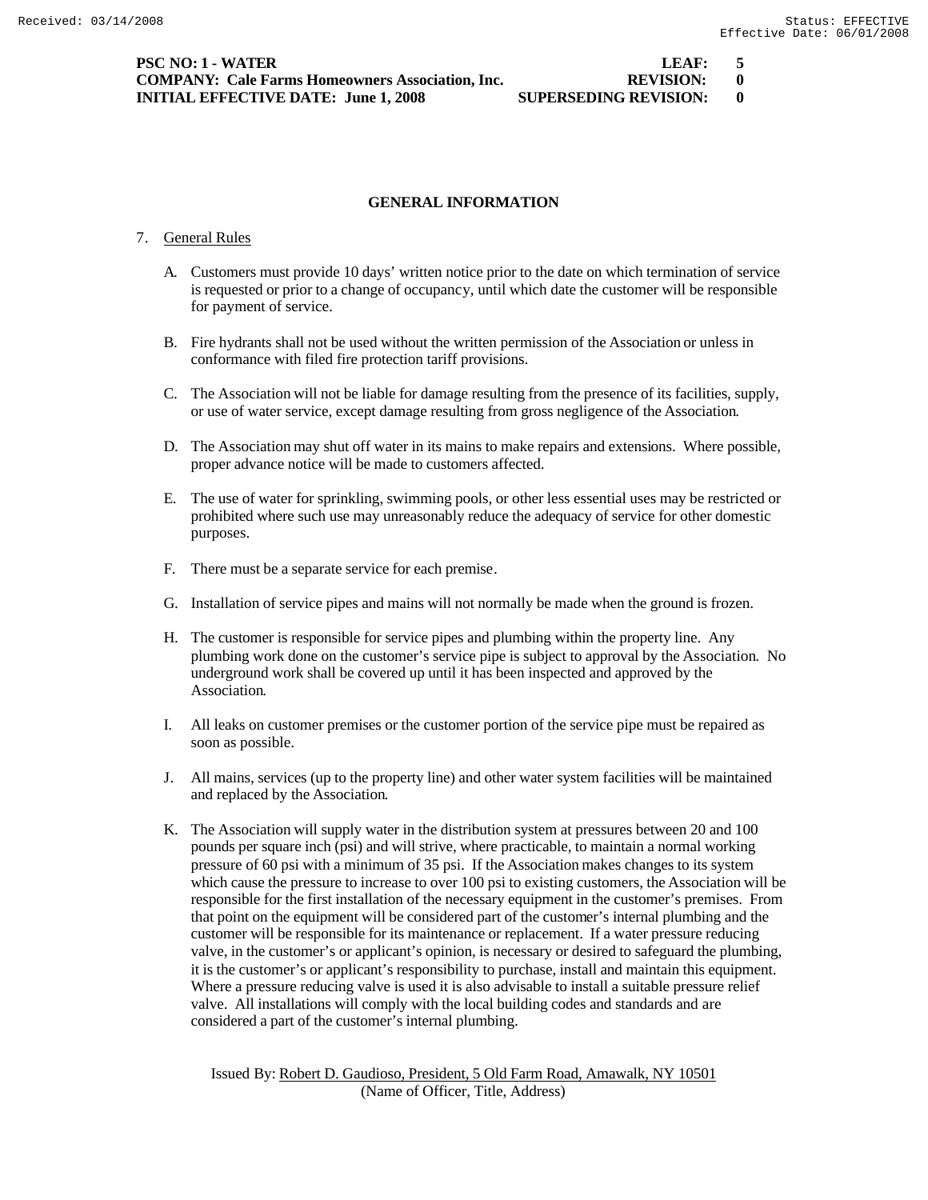## GENERAL INFORMATION

7. General Rules

   A. Customers must provide 10 days' written notice prior to the date on which termination of service is requested or prior to a change of occupancy, until which date the customer will be responsible for payment of service.

   B. Fire hydrants shall not be used without the written permission of the Association or unless in conformance with filed fire protection tariff provisions.

   C. The Association will not be liable for damage resulting from the presence of its facilities, supply, or use of water service, except damage resulting from gross negligence of the Association.

   D. The Association may shut off water in its mains to make repairs and extensions. Where possible, proper advance notice will be made to customers affected.

   E. The use of water for sprinkling, swimming pools, or other less essential uses may be restricted or prohibited where such use may unreasonably reduce the adequacy of service for other domestic purposes.

   F. There must be a separate service for each premise.

   G. Installation of service pipes and mains will not normally be made when the ground is frozen.

   H. The customer is responsible for service pipes and plumbing within the property line. Any plumbing work done on the customer's service pipe is subject to approval by the Association. No underground work shall be covered up until it has been inspected and approved by the Association.

   I. All leaks on customer premises or the customer portion of the service pipe must be repaired as soon as possible.

   J. All mains, services (up to the property line) and other water system facilities will be maintained and replaced by the Association.

   K. The Association will supply water in the distribution system at pressures between 20 and 100 pounds per square inch (psi) and will strive, where practicable, to maintain a normal working pressure of 60 psi with a minimum of 35 psi. If the Association makes changes to its system which cause the pressure to increase to over 100 psi to existing customers, the Association will be responsible for the first installation of the necessary equipment in the customer's premises. From that point on the equipment will be considered part of the customer's internal plumbing and the customer will be responsible for its maintenance or replacement. If a water pressure reducing valve, in the customer's or applicant's opinion, is necessary or desired to safeguard the plumbing, it is the customer's or applicant's responsibility to purchase, install and maintain this equipment. Where a pressure reducing valve is used it is also advisable to install a suitable pressure relief valve. All installations will comply with the local building codes and standards and are considered a part of the customer's internal plumbing.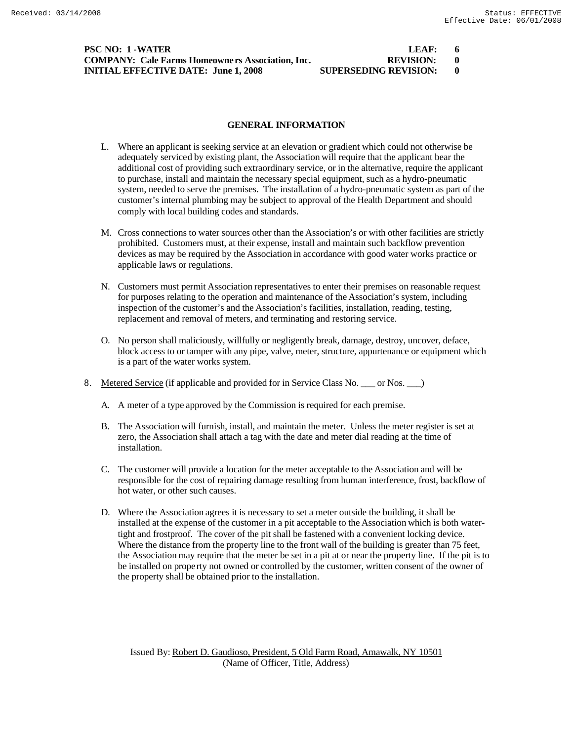PSC NO: 1 -WATER LEAF: 6
COMPANY: Cale Farms Homeowners Association, Inc. REVISION: 0
INITIAL EFFECTIVE DATE: June 1, 2008 SUPERSEDING REVISION: 0

## GENERAL INFORMATION

L. Where an applicant is seeking service at an elevation or gradient which could not otherwise be adequately serviced by existing plant, the Association will require that the applicant bear the additional cost of providing such extraordinary service, or in the alternative, require the applicant to purchase, install and maintain the necessary special equipment, such as a hydro-pneumatic system, needed to serve the premises. The installation of a hydro-pneumatic system as part of the customer's internal plumbing may be subject to approval of the Health Department and should comply with local building codes and standards.

M. Cross connections to water sources other than the Association's or with other facilities are strictly prohibited. Customers must, at their expense, install and maintain such backflow prevention devices as may be required by the Association in accordance with good water works practice or applicable laws or regulations.

N. Customers must permit Association representatives to enter their premises on reasonable request for purposes relating to the operation and maintenance of the Association's system, including inspection of the customer's and the Association's facilities, installation, reading, testing, replacement and removal of meters, and terminating and restoring service.

O. No person shall maliciously, willfully or negligently break, damage, destroy, uncover, deface, block access to or tamper with any pipe, valve, meter, structure, appurtenance or equipment which is a part of the water works system.

8. Metered Service (if applicable and provided for in Service Class No. ___ or Nos. ___)

A. A meter of a type approved by the Commission is required for each premise.

B. The Association will furnish, install, and maintain the meter. Unless the meter register is set at zero, the Association shall attach a tag with the date and meter dial reading at the time of installation.

C. The customer will provide a location for the meter acceptable to the Association and will be responsible for the cost of repairing damage resulting from human interference, frost, backflow of hot water, or other such causes.

D. Where the Association agrees it is necessary to set a meter outside the building, it shall be installed at the expense of the customer in a pit acceptable to the Association which is both water-tight and frostproof. The cover of the pit shall be fastened with a convenient locking device. Where the distance from the property line to the front wall of the building is greater than 75 feet, the Association may require that the meter be set in a pit at or near the property line. If the pit is to be installed on property not owned or controlled by the customer, written consent of the owner of the property shall be obtained prior to the installation.

Issued By: Robert D. Gaudioso, President, 5 Old Farm Road, Amawalk, NY 10501
(Name of Officer, Title, Address)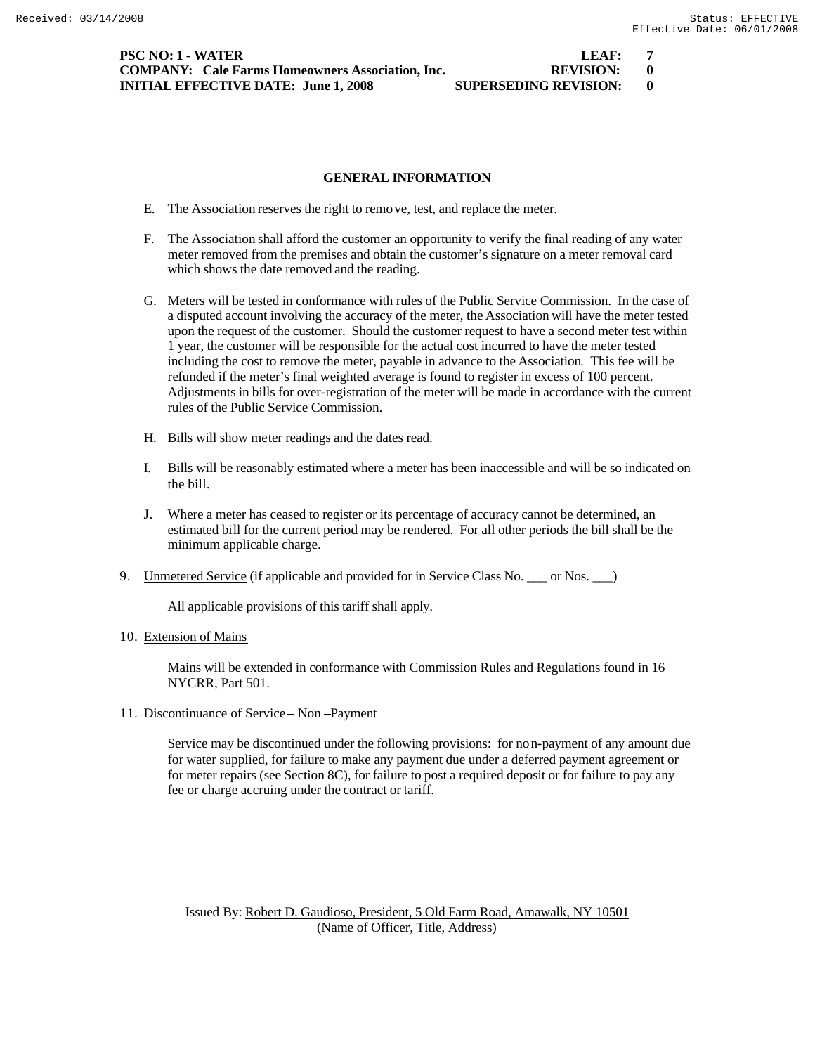**PSC NO: 1 - WATER** **LEAF: 7**
**COMPANY: Cale Farms Homeowners Association, Inc.** **REVISION: 0**
**INITIAL EFFECTIVE DATE: June 1, 2008** **SUPERSEDING REVISION: 0**

## GENERAL INFORMATION

E. The Association reserves the right to remove, test, and replace the meter.

F. The Association shall afford the customer an opportunity to verify the final reading of any water meter removed from the premises and obtain the customer's signature on a meter removal card which shows the date removed and the reading.

G. Meters will be tested in conformance with rules of the Public Service Commission. In the case of a disputed account involving the accuracy of the meter, the Association will have the meter tested upon the request of the customer. Should the customer request to have a second meter test within 1 year, the customer will be responsible for the actual cost incurred to have the meter tested including the cost to remove the meter, payable in advance to the Association. This fee will be refunded if the meter's final weighted average is found to register in excess of 100 percent. Adjustments in bills for over-registration of the meter will be made in accordance with the current rules of the Public Service Commission.

H. Bills will show meter readings and the dates read.

I. Bills will be reasonably estimated where a meter has been inaccessible and will be so indicated on the bill.

J. Where a meter has ceased to register or its percentage of accuracy cannot be determined, an estimated bill for the current period may be rendered. For all other periods the bill shall be the minimum applicable charge.

9. Unmetered Service (if applicable and provided for in Service Class No. ___ or Nos. ___)

   All applicable provisions of this tariff shall apply.

10. Extension of Mains

    Mains will be extended in conformance with Commission Rules and Regulations found in 16 NYCRR, Part 501.

11. Discontinuance of Service – Non –Payment

    Service may be discontinued under the following provisions: for non-payment of any amount due for water supplied, for failure to make any payment due under a deferred payment agreement or for meter repairs (see Section 8C), for failure to post a required deposit or for failure to pay any fee or charge accruing under the contract or tariff.

Issued By: Robert D. Gaudioso, President, 5 Old Farm Road, Amawalk, NY 10501
(Name of Officer, Title, Address)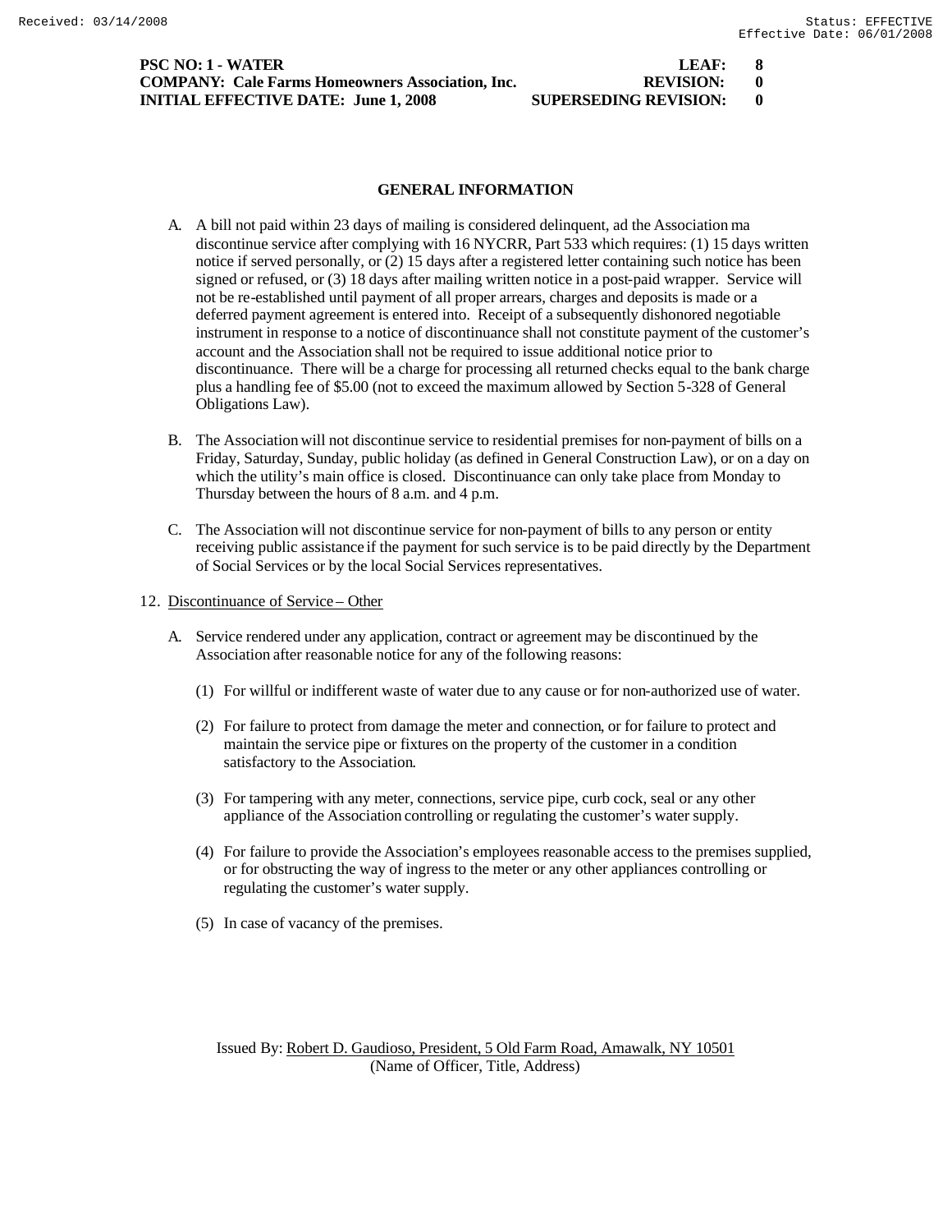**PSC NO: 1 - WATER** **LEAF: 8**
**COMPANY: Cale Farms Homeowners Association, Inc.** **REVISION: 0**
**INITIAL EFFECTIVE DATE: June 1, 2008** **SUPERSEDING REVISION: 0**

## GENERAL INFORMATION

A. A bill not paid within 23 days of mailing is considered delinquent, ad the Association ma discontinue service after complying with 16 NYCRR, Part 533 which requires: (1) 15 days written notice if served personally, or (2) 15 days after a registered letter containing such notice has been signed or refused, or (3) 18 days after mailing written notice in a post-paid wrapper. Service will not be re-established until payment of all proper arrears, charges and deposits is made or a deferred payment agreement is entered into. Receipt of a subsequently dishonored negotiable instrument in response to a notice of discontinuance shall not constitute payment of the customer's account and the Association shall not be required to issue additional notice prior to discontinuance. There will be a charge for processing all returned checks equal to the bank charge plus a handling fee of $5.00 (not to exceed the maximum allowed by Section 5-328 of General Obligations Law).

B. The Association will not discontinue service to residential premises for non-payment of bills on a Friday, Saturday, Sunday, public holiday (as defined in General Construction Law), or on a day on which the utility's main office is closed. Discontinuance can only take place from Monday to Thursday between the hours of 8 a.m. and 4 p.m.

C. The Association will not discontinue service for non-payment of bills to any person or entity receiving public assistance if the payment for such service is to be paid directly by the Department of Social Services or by the local Social Services representatives.

12. Discontinuance of Service – Other

A. Service rendered under any application, contract or agreement may be discontinued by the Association after reasonable notice for any of the following reasons:

(1) For willful or indifferent waste of water due to any cause or for non-authorized use of water.

(2) For failure to protect from damage the meter and connection, or for failure to protect and maintain the service pipe or fixtures on the property of the customer in a condition satisfactory to the Association.

(3) For tampering with any meter, connections, service pipe, curb cock, seal or any other appliance of the Association controlling or regulating the customer's water supply.

(4) For failure to provide the Association's employees reasonable access to the premises supplied, or for obstructing the way of ingress to the meter or any other appliances controlling or regulating the customer's water supply.

(5) In case of vacancy of the premises.

Issued By: Robert D. Gaudioso, President, 5 Old Farm Road, Amawalk, NY 10501
(Name of Officer, Title, Address)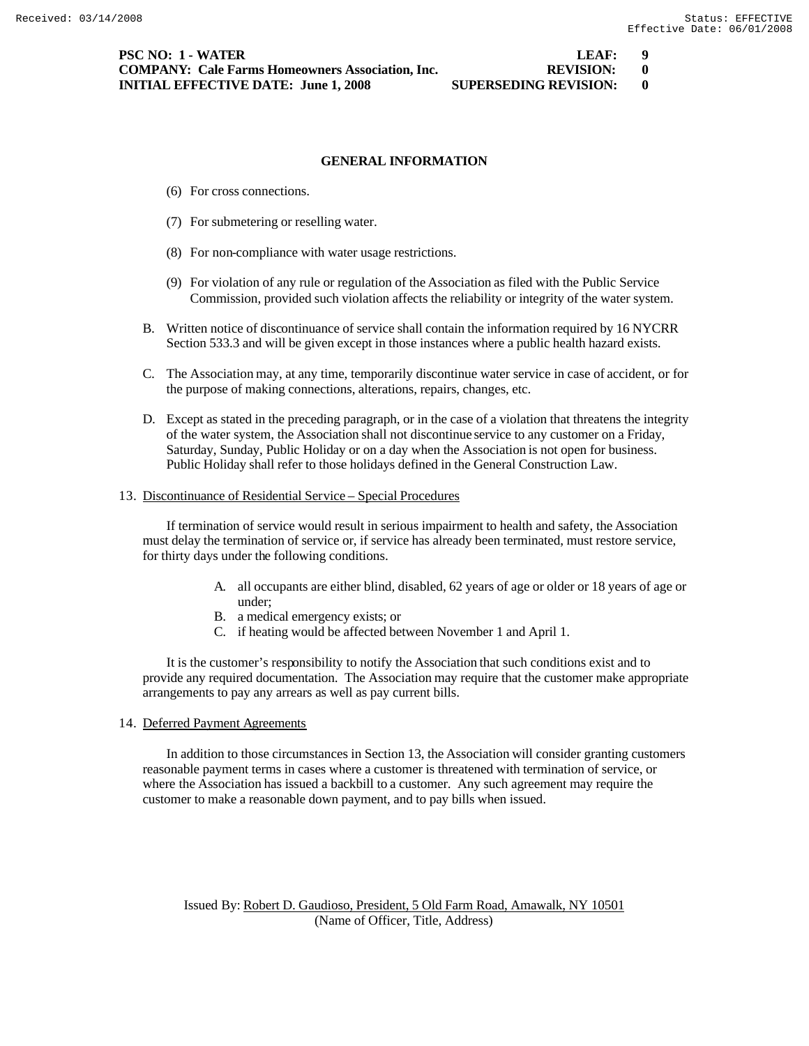## GENERAL INFORMATION

(6) For cross connections.

(7) For submetering or reselling water.

(8) For non-compliance with water usage restrictions.

(9) For violation of any rule or regulation of the Association as filed with the Public Service Commission, provided such violation affects the reliability or integrity of the water system.

B. Written notice of discontinuance of service shall contain the information required by 16 NYCRR Section 533.3 and will be given except in those instances where a public health hazard exists.

C. The Association may, at any time, temporarily discontinue water service in case of accident, or for the purpose of making connections, alterations, repairs, changes, etc.

D. Except as stated in the preceding paragraph, or in the case of a violation that threatens the integrity of the water system, the Association shall not discontinue service to any customer on a Friday, Saturday, Sunday, Public Holiday or on a day when the Association is not open for business. Public Holiday shall refer to those holidays defined in the General Construction Law.

13. Discontinuance of Residential Service – Special Procedures

If termination of service would result in serious impairment to health and safety, the Association must delay the termination of service or, if service has already been terminated, must restore service, for thirty days under the following conditions.

A. all occupants are either blind, disabled, 62 years of age or older or 18 years of age or under;
B. a medical emergency exists; or
C. if heating would be affected between November 1 and April 1.

It is the customer's responsibility to notify the Association that such conditions exist and to provide any required documentation. The Association may require that the customer make appropriate arrangements to pay any arrears as well as pay current bills.

14. Deferred Payment Agreements

In addition to those circumstances in Section 13, the Association will consider granting customers reasonable payment terms in cases where a customer is threatened with termination of service, or where the Association has issued a backbill to a customer. Any such agreement may require the customer to make a reasonable down payment, and to pay bills when issued.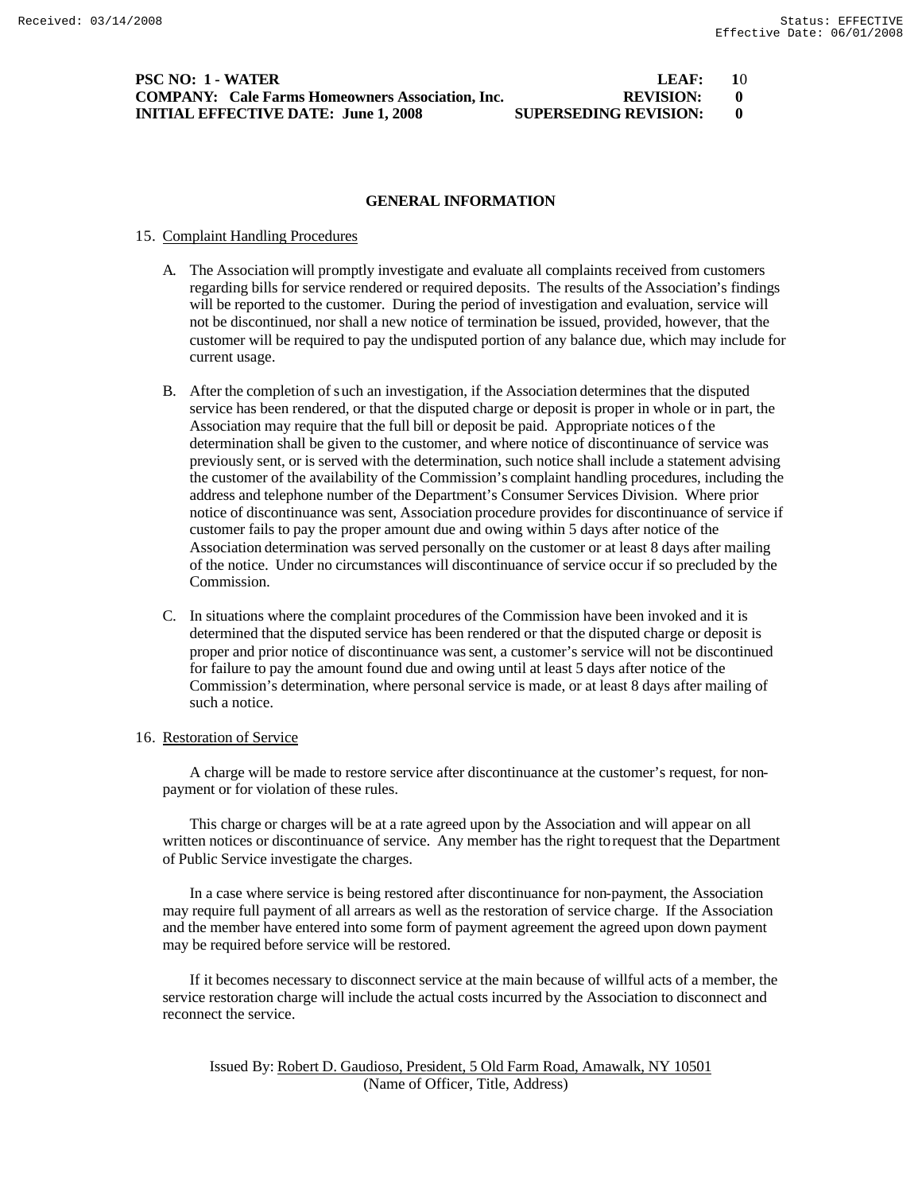**PSC NO: 1 - WATER** **LEAF: 10**
**COMPANY: Cale Farms Homeowners Association, Inc.** **REVISION: 0**
**INITIAL EFFECTIVE DATE: June 1, 2008** **SUPERSEDING REVISION: 0**

## GENERAL INFORMATION

15. Complaint Handling Procedures

A. The Association will promptly investigate and evaluate all complaints received from customers regarding bills for service rendered or required deposits. The results of the Association's findings will be reported to the customer. During the period of investigation and evaluation, service will not be discontinued, nor shall a new notice of termination be issued, provided, however, that the customer will be required to pay the undisputed portion of any balance due, which may include for current usage.

B. After the completion of such an investigation, if the Association determines that the disputed service has been rendered, or that the disputed charge or deposit is proper in whole or in part, the Association may require that the full bill or deposit be paid. Appropriate notices of the determination shall be given to the customer, and where notice of discontinuance of service was previously sent, or is served with the determination, such notice shall include a statement advising the customer of the availability of the Commission's complaint handling procedures, including the address and telephone number of the Department's Consumer Services Division. Where prior notice of discontinuance was sent, Association procedure provides for discontinuance of service if customer fails to pay the proper amount due and owing within 5 days after notice of the Association determination was served personally on the customer or at least 8 days after mailing of the notice. Under no circumstances will discontinuance of service occur if so precluded by the Commission.

C. In situations where the complaint procedures of the Commission have been invoked and it is determined that the disputed service has been rendered or that the disputed charge or deposit is proper and prior notice of discontinuance was sent, a customer's service will not be discontinued for failure to pay the amount found due and owing until at least 5 days after notice of the Commission's determination, where personal service is made, or at least 8 days after mailing of such a notice.

16. Restoration of Service

A charge will be made to restore service after discontinuance at the customer's request, for non-payment or for violation of these rules.

This charge or charges will be at a rate agreed upon by the Association and will appear on all written notices or discontinuance of service. Any member has the right to request that the Department of Public Service investigate the charges.

In a case where service is being restored after discontinuance for non-payment, the Association may require full payment of all arrears as well as the restoration of service charge. If the Association and the member have entered into some form of payment agreement the agreed upon down payment may be required before service will be restored.

If it becomes necessary to disconnect service at the main because of willful acts of a member, the service restoration charge will include the actual costs incurred by the Association to disconnect and reconnect the service.

Issued By: Robert D. Gaudioso, President, 5 Old Farm Road, Amawalk, NY 10501
(Name of Officer, Title, Address)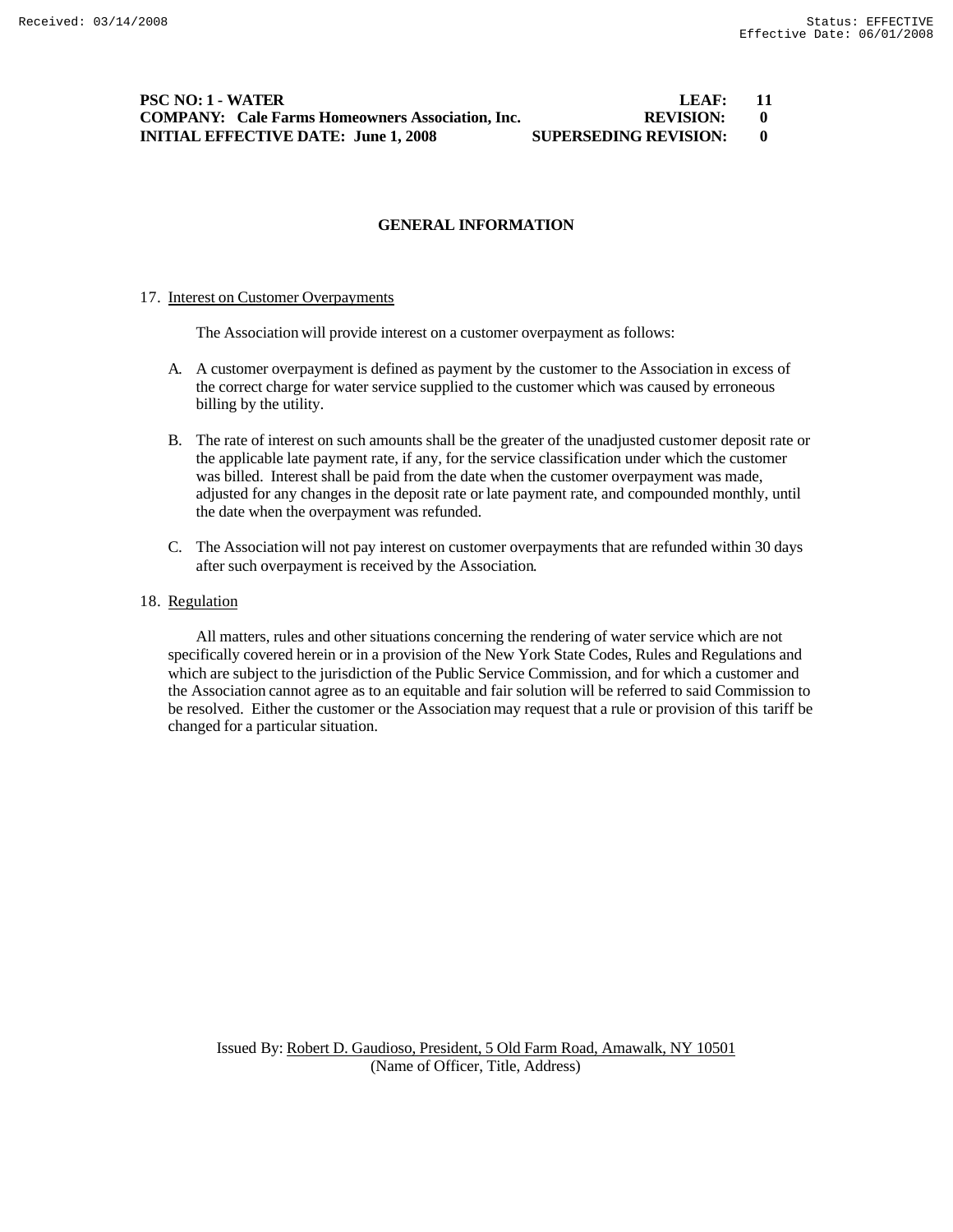**PSC NO: 1 - WATER** **LEAF: 11**
**COMPANY: Cale Farms Homeowners Association, Inc.** **REVISION: 0**
**INITIAL EFFECTIVE DATE: June 1, 2008** **SUPERSEDING REVISION: 0**

## GENERAL INFORMATION

17. Interest on Customer Overpayments

The Association will provide interest on a customer overpayment as follows:

A. A customer overpayment is defined as payment by the customer to the Association in excess of the correct charge for water service supplied to the customer which was caused by erroneous billing by the utility.

B. The rate of interest on such amounts shall be the greater of the unadjusted customer deposit rate or the applicable late payment rate, if any, for the service classification under which the customer was billed. Interest shall be paid from the date when the customer overpayment was made, adjusted for any changes in the deposit rate or late payment rate, and compounded monthly, until the date when the overpayment was refunded.

C. The Association will not pay interest on customer overpayments that are refunded within 30 days after such overpayment is received by the Association.

18. Regulation

All matters, rules and other situations concerning the rendering of water service which are not specifically covered herein or in a provision of the New York State Codes, Rules and Regulations and which are subject to the jurisdiction of the Public Service Commission, and for which a customer and the Association cannot agree as to an equitable and fair solution will be referred to said Commission to be resolved. Either the customer or the Association may request that a rule or provision of this tariff be changed for a particular situation.

Issued By: Robert D. Gaudioso, President, 5 Old Farm Road, Amawalk, NY 10501
(Name of Officer, Title, Address)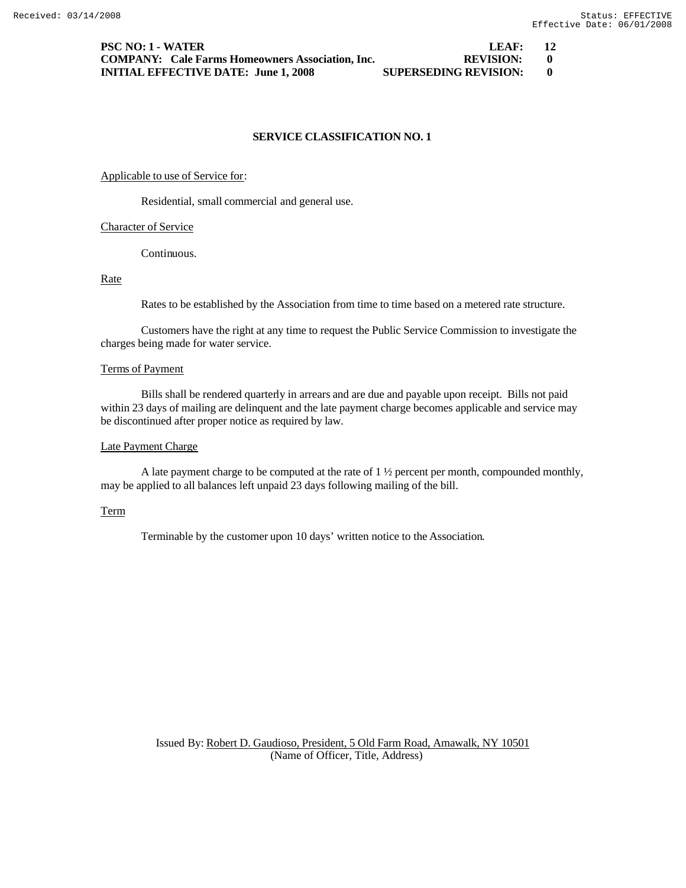PSC NO: 1 - WATER LEAF: 12
COMPANY: Cale Farms Homeowners Association, Inc. REVISION: 0
INITIAL EFFECTIVE DATE: June 1, 2008 SUPERSEDING REVISION: 0

## SERVICE CLASSIFICATION NO. 1

Applicable to use of Service for:

Residential, small commercial and general use.

Character of Service

Continuous.

Rate

Rates to be established by the Association from time to time based on a metered rate structure.

Customers have the right at any time to request the Public Service Commission to investigate the charges being made for water service.

Terms of Payment

Bills shall be rendered quarterly in arrears and are due and payable upon receipt. Bills not paid within 23 days of mailing are delinquent and the late payment charge becomes applicable and service may be discontinued after proper notice as required by law.

Late Payment Charge

A late payment charge to be computed at the rate of 1 ½ percent per month, compounded monthly, may be applied to all balances left unpaid 23 days following mailing of the bill.

Term

Terminable by the customer upon 10 days' written notice to the Association.

Issued By: Robert D. Gaudioso, President, 5 Old Farm Road, Amawalk, NY 10501
(Name of Officer, Title, Address)